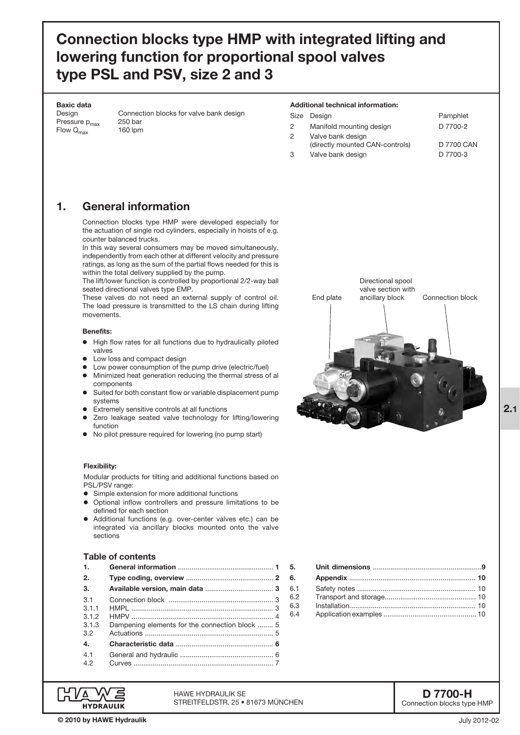# Connection blocks type HMP with integrated lifting and lowering function for proportional spool valves type PSL and PSV, size 2 and 3

**Baxic data**

| | |
|---|---|
| Design | Connection blocks for valve bank design |
| Pressure $p_{max}$ | 250 bar |
| Flow $Q_{max}$ | 160 lpm |

**Additional technical information:**

| Size | Design | Pamphlet |
|---|---|---|
| 2 | Manifold mounting design | D 7700-2 |
| 2 | Valve bank design (directly mounted CAN-controls) | D 7700 CAN |
| 3 | Valve bank design | D 7700-3 |

## 1. General information

Connection blocks type HMP were developed especially for the actuation of single rod cylinders, especially in hoists of e.g. counter balanced trucks.
In this way several consumers may be moved simultaneously, independently from each other at different velocity and pressure ratings, as long as the sum of the partial flows needed for this is within the total delivery supplied by the pump.
The lift/lower function is controlled by proportional 2/2-way ball seated directional valves type EMP.
These valves do not need an external supply of control oil. The load pressure is transmitted to the LS chain during lifting movements.

End plate — Directional spool valve section with ancillary block — Connection block

**Benefits:**

- High flow rates for all functions due to hydraulically piloted valves
- Low loss and compact design
- Low power consumption of the pump drive (electric/fuel)
- Minimized heat generation reducing the thermal stress of al components
- Suited for both constant flow or variable displacement pump systems
- Extremely sensitive controls at all functions
- Zero leakage seated valve technology for lifting/lowering function
- No pilot pressure required for lowering (no pump start)

**Flexibility:**

Modular products for tilting and additional functions based on PSL/PSV range:

- Simple extension for more additional functions
- Optional inflow controllers and pressure limitations to be defined for each section
- Additional functions (e.g. over-center valves etc.) can be integrated via ancillary blocks mounted onto the valve sections

### Table of contents

| | | |
|---|---|---|
| **1.** | **General information** | **1** |
| **2.** | **Type coding, overview** | **2** |
| **3.** | **Available version, main data** | **3** |
| 3.1 | Connection block | 3 |
| 3.1.1 | HMPL | 3 |
| 3.1.2 | HMPV | 4 |
| 3.1.3 | Dampening elements for the connection block | 5 |
| 3.2 | Actuations | 5 |
| **4.** | **Characteristic data** | **6** |
| 4.1 | General and hydraulic | 6 |
| 4.2 | Curves | 7 |
| **5.** | **Unit dimensions** | **9** |
| **6.** | **Appendix** | **10** |
| 6.1 | Safety notes | 10 |
| 6.2 | Transport and storage | 10 |
| 6.3 | Installation | 10 |
| 6.4 | Application examples | 10 |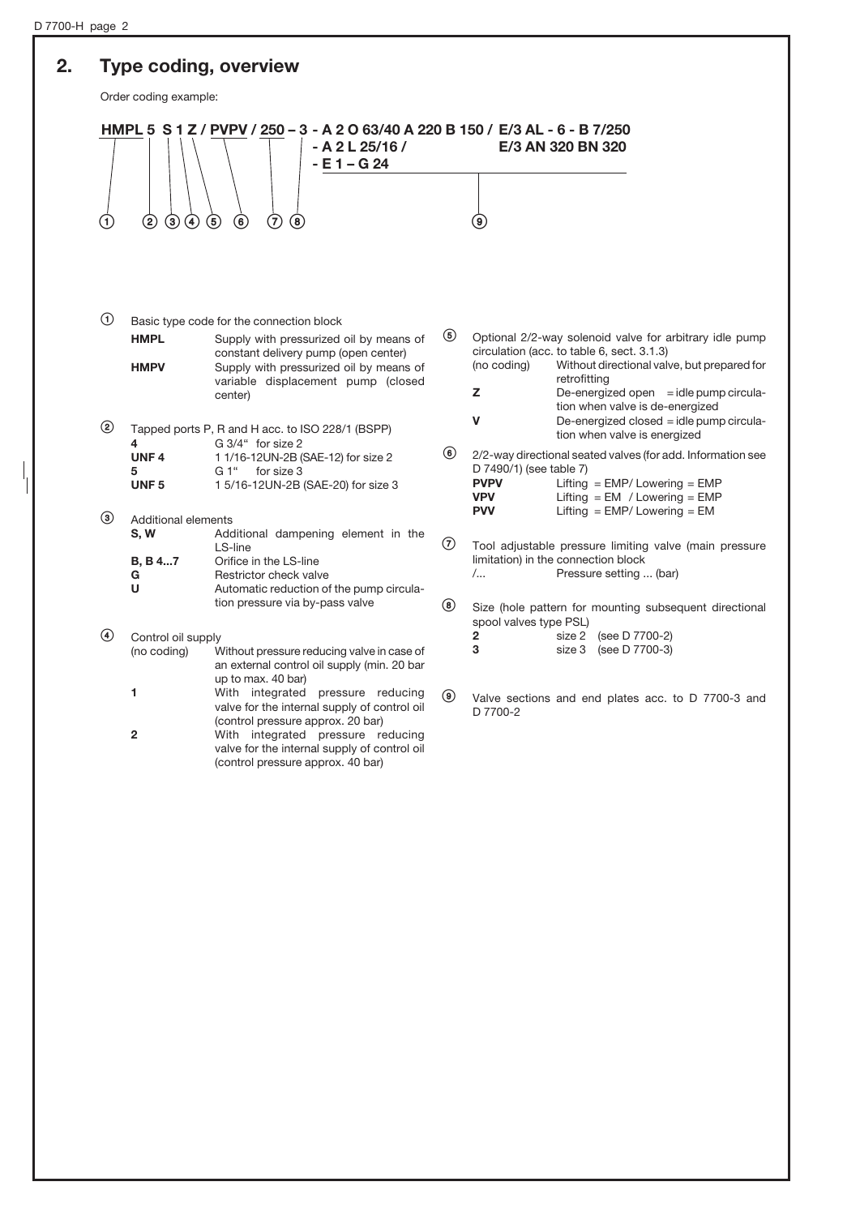## 2. Type coding, overview

Order coding example:

```
HMPL 5  S 1 Z / PVPV / 250 – 3 - A 2 O 63/40 A 220 B 150 / E/3 AL - 6 - B 7/250
                                - A 2 L 25/16 /                E/3 AN 320 BN 320
                                - E 1 – G 24
 ①    ② ③ ④ ⑤   ⑥      ⑦  ⑧                                  ⑨
```

① Basic type code for the connection block

| | |
|---|---|
| **HMPL** | Supply with pressurized oil by means of constant delivery pump (open center) |
| **HMPV** | Supply with pressurized oil by means of variable displacement pump (closed center) |

② Tapped ports P, R and H acc. to ISO 228/1 (BSPP)

| | |
|---|---|
| **4** | G 3/4" for size 2 |
| **UNF 4** | 1 1/16-12UN-2B (SAE-12) for size 2 |
| **5** | G 1" for size 3 |
| **UNF 5** | 1 5/16-12UN-2B (SAE-20) for size 3 |

③ Additional elements

| | |
|---|---|
| **S, W** | Additional dampening element in the LS-line |
| **B, B 4...7** | Orifice in the LS-line |
| **G** | Restrictor check valve |
| **U** | Automatic reduction of the pump circulation pressure via by-pass valve |

④ Control oil supply

| | |
|---|---|
| (no coding) | Without pressure reducing valve in case of an external control oil supply (min. 20 bar up to max. 40 bar) |
| **1** | With integrated pressure reducing valve for the internal supply of control oil (control pressure approx. 20 bar) |
| **2** | With integrated pressure reducing valve for the internal supply of control oil (control pressure approx. 40 bar) |

⑤ Optional 2/2-way solenoid valve for arbitrary idle pump circulation (acc. to table 6, sect. 3.1.3)

| | |
|---|---|
| (no coding) | Without directional valve, but prepared for retrofitting |
| **Z** | De-energized open = idle pump circulation when valve is de-energized |
| **V** | De-energized closed = idle pump circulation when valve is energized |

⑥ 2/2-way directional seated valves (for add. Information see D 7490/1) (see table 7)

| | |
|---|---|
| **PVPV** | Lifting = EMP/ Lowering = EMP |
| **VPV** | Lifting = EM / Lowering = EMP |
| **PVV** | Lifting = EMP/ Lowering = EM |

⑦ Tool adjustable pressure limiting valve (main pressure limitation) in the connection block

| | |
|---|---|
| /... | Pressure setting ... (bar) |

⑧ Size (hole pattern for mounting subsequent directional spool valves type PSL)

| | |
|---|---|
| **2** | size 2 (see D 7700-2) |
| **3** | size 3 (see D 7700-3) |

⑨ Valve sections and end plates acc. to D 7700-3 and D 7700-2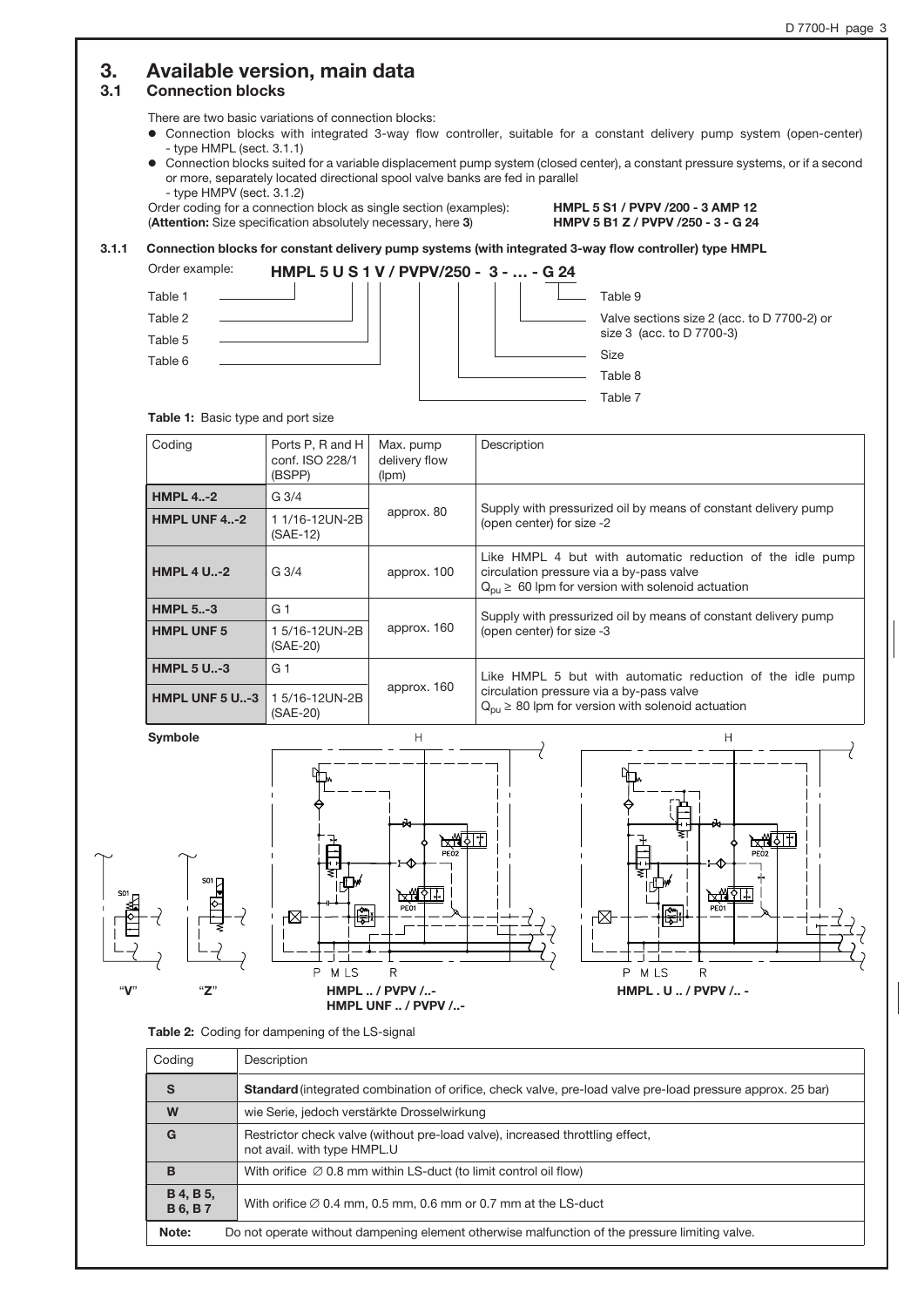# 3. Available version, main data

## 3.1 Connection blocks

There are two basic variations of connection blocks:

- Connection blocks with integrated 3-way flow controller, suitable for a constant delivery pump system (open-center) - type HMPL (sect. 3.1.1)
- Connection blocks suited for a variable displacement pump system (closed center), a constant pressure systems, or if a second or more, separately located directional spool valve banks are fed in parallel - type HMPV (sect. 3.1.2)

Order coding for a connection block as single section (examples): **HMPL 5 S1 / PVPV /200 - 3 AMP 12**
(**Attention:** Size specification absolutely necessary, here **3**) **HMPV 5 B1 Z / PVPV /250 - 3 - G 24**

### 3.1.1 Connection blocks for constant delivery pump systems (with integrated 3-way flow controller) type HMPL

Order example: **HMPL 5 U S 1 V / PVPV/250 - 3 - ... - G 24**

- HMPL 5 → Table 1
- U → Table 2
- S 1 → Table 5
- V → Table 6
- PVPV → Table 7
- /250 → Table 8
- 3 → Size
- ... → Valve sections size 2 (acc. to D 7700-2) or size 3 (acc. to D 7700-3)
- G 24 → Table 9

**Table 1:** Basic type and port size

| Coding | Ports P, R and H conf. ISO 228/1 (BSPP) | Max. pump delivery flow (lpm) | Description |
|---|---|---|---|
| **HMPL 4..-2** | G 3/4 | approx. 80 | Supply with pressurized oil by means of constant delivery pump (open center) for size -2 |
| **HMPL UNF 4..-2** | 1 1/16-12UN-2B (SAE-12) | | |
| **HMPL 4 U..-2** | G 3/4 | approx. 100 | Like HMPL 4 but with automatic reduction of the idle pump circulation pressure via a by-pass valve $Q_{pu} \geq$ 60 lpm for version with solenoid actuation |
| **HMPL 5..-3** | G 1 | approx. 160 | Supply with pressurized oil by means of constant delivery pump (open center) for size -3 |
| **HMPL UNF 5** | 1 5/16-12UN-2B (SAE-20) | | |
| **HMPL 5 U..-3** | G 1 | approx. 160 | Like HMPL 5 but with automatic reduction of the idle pump circulation pressure via a by-pass valve $Q_{pu} \geq$ 80 lpm for version with solenoid actuation |
| **HMPL UNF 5 U..-3** | 1 5/16-12UN-2B (SAE-20) | | |

**Symbole**

"V" "Z" **HMPL .. / PVPV /..-** **HMPL UNF .. / PVPV /..-** **HMPL . U .. / PVPV /.. -**

**Table 2:** Coding for dampening of the LS-signal

| Coding | Description |
|---|---|
| **S** | **Standard** (integrated combination of orifice, check valve, pre-load valve pre-load pressure approx. 25 bar) |
| **W** | wie Serie, jedoch verstärkte Drosselwirkung |
| **G** | Restrictor check valve (without pre-load valve), increased throttling effect, not avail. with type HMPL.U |
| **B** | With orifice ∅ 0.8 mm within LS-duct (to limit control oil flow) |
| **B 4, B 5, B 6, B 7** | With orifice ∅ 0.4 mm, 0.5 mm, 0.6 mm or 0.7 mm at the LS-duct |
| **Note:** | Do not operate without dampening element otherwise malfunction of the pressure limiting valve. |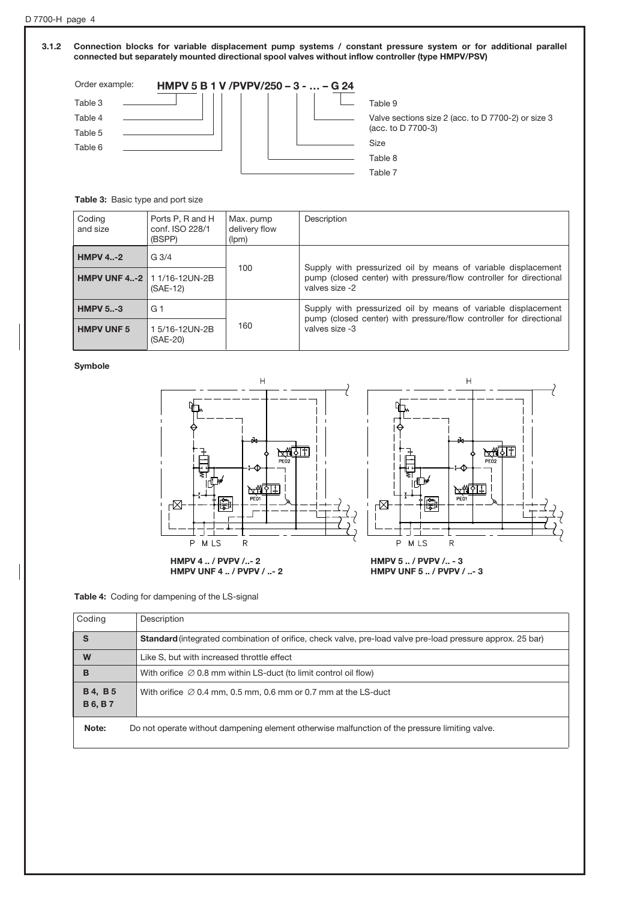### 3.1.2 Connection blocks for variable displacement pump systems / constant pressure system or for additional parallel connected but separately mounted directional spool valves without inflow controller (type HMPV/PSV)

Order example: **HMPV 5 B 1 V /PVPV/250 – 3 - … – G 24**

- Table 3
- Table 4
- Table 5
- Table 6
- Table 9
- Valve sections size 2 (acc. to D 7700-2) or size 3 (acc. to D 7700-3)
- Size
- Table 8
- Table 7

**Table 3:** Basic type and port size

| Coding and size | Ports P, R and H conf. ISO 228/1 (BSPP) | Max. pump delivery flow (lpm) | Description |
|---|---|---|---|
| **HMPV 4..-2** | G 3/4 | 100 | Supply with pressurized oil by means of variable displacement pump (closed center) with pressure/flow controller for directional valves size -2 |
| **HMPV UNF 4..-2** | 1 1/16-12UN-2B (SAE-12) | | |
| **HMPV 5..-3** | G 1 | 160 | Supply with pressurized oil by means of variable displacement pump (closed center) with pressure/flow controller for directional valves size -3 |
| **HMPV UNF 5** | 1 5/16-12UN-2B (SAE-20) | | |

**Symbole**

**HMPV 4 .. / PVPV /..- 2**
**HMPV UNF 4 .. / PVPV / ..- 2**

**HMPV 5 .. / PVPV /.. - 3**
**HMPV UNF 5 .. / PVPV / ..- 3**

**Table 4:** Coding for dampening of the LS-signal

| Coding | Description |
|---|---|
| **S** | **Standard** (integrated combination of orifice, check valve, pre-load valve pre-load pressure approx. 25 bar) |
| **W** | Like S, but with increased throttle effect |
| **B** | With orifice ∅ 0.8 mm within LS-duct (to limit control oil flow) |
| **B 4, B 5 B 6, B 7** | With orifice ∅ 0.4 mm, 0.5 mm, 0.6 mm or 0.7 mm at the LS-duct |

**Note:** Do not operate without dampening element otherwise malfunction of the pressure limiting valve.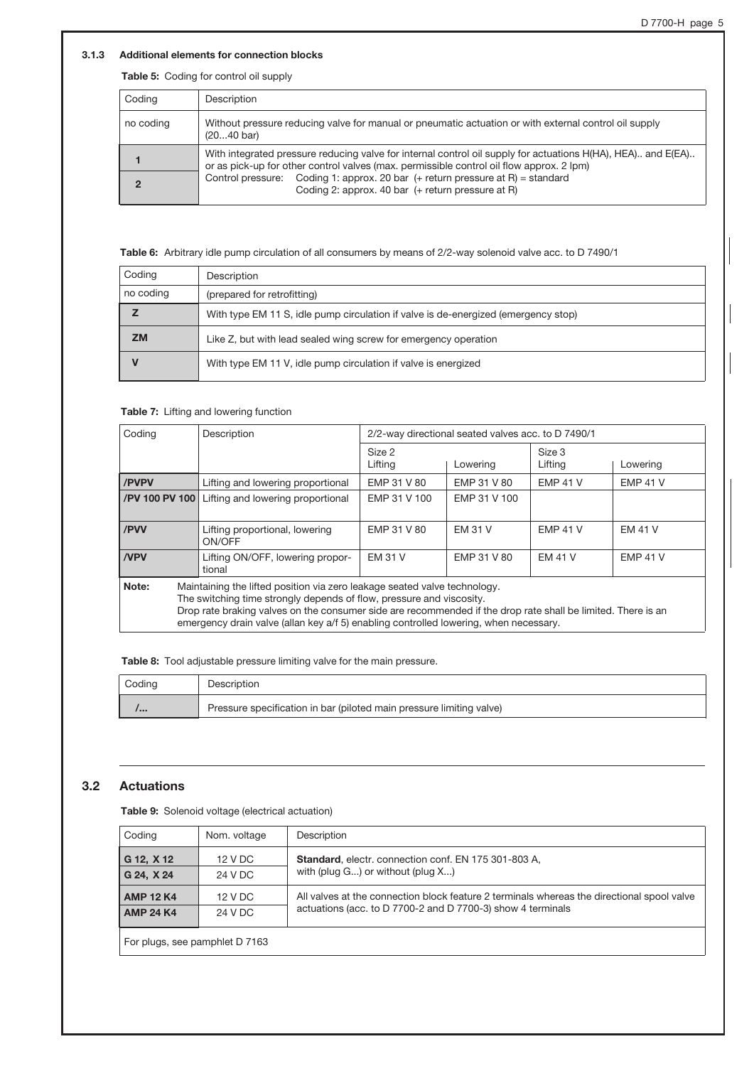### 3.1.3 Additional elements for connection blocks

**Table 5:** Coding for control oil supply

| Coding | Description |
|---|---|
| no coding | Without pressure reducing valve for manual or pneumatic actuation or with external control oil supply (20...40 bar) |
| **1** | With integrated pressure reducing valve for internal control oil supply for actuations H(HA), HEA).. and E(EA).. or as pick-up for other control valves (max. permissible control oil flow approx. 2 lpm) |
| **2** | Control pressure: Coding 1: approx. 20 bar (+ return pressure at R) = standard<br>Coding 2: approx. 40 bar (+ return pressure at R) |

**Table 6:** Arbitrary idle pump circulation of all consumers by means of 2/2-way solenoid valve acc. to D 7490/1

| Coding | Description |
|---|---|
| no coding | (prepared for retrofitting) |
| **Z** | With type EM 11 S, idle pump circulation if valve is de-energized (emergency stop) |
| **ZM** | Like Z, but with lead sealed wing screw for emergency operation |
| **V** | With type EM 11 V, idle pump circulation if valve is energized |

**Table 7:** Lifting and lowering function

| Coding | Description | 2/2-way directional seated valves acc. to D 7490/1 | | | |
|---|---|---|---|---|---|
| | | Size 2<br>Lifting | Lowering | Size 3<br>Lifting | Lowering |
| **/PVPV** | Lifting and lowering proportional | EMP 31 V 80 | EMP 31 V 80 | EMP 41 V | EMP 41 V |
| **/PV 100 PV 100** | Lifting and lowering proportional | EMP 31 V 100 | EMP 31 V 100 | | |
| **/PVV** | Lifting proportional, lowering ON/OFF | EMP 31 V 80 | EM 31 V | EMP 41 V | EM 41 V |
| **/VPV** | Lifting ON/OFF, lowering proportional | EM 31 V | EMP 31 V 80 | EM 41 V | EMP 41 V |

**Note:** Maintaining the lifted position via zero leakage seated valve technology.
The switching time strongly depends of flow, pressure and viscosity.
Drop rate braking valves on the consumer side are recommended if the drop rate shall be limited. There is an emergency drain valve (allan key a/f 5) enabling controlled lowering, when necessary.

**Table 8:** Tool adjustable pressure limiting valve for the main pressure.

| Coding | Description |
|---|---|
| **/...** | Pressure specification in bar (piloted main pressure limiting valve) |

## 3.2 Actuations

**Table 9:** Solenoid voltage (electrical actuation)

| Coding | Nom. voltage | Description |
|---|---|---|
| **G 12, X 12** | 12 V DC | **Standard**, electr. connection conf. EN 175 301-803 A, with (plug G...) or without (plug X...) |
| **G 24, X 24** | 24 V DC | |
| **AMP 12 K4** | 12 V DC | All valves at the connection block feature 2 terminals whereas the directional spool valve actuations (acc. to D 7700-2 and D 7700-3) show 4 terminals |
| **AMP 24 K4** | 24 V DC | |

For plugs, see pamphlet D 7163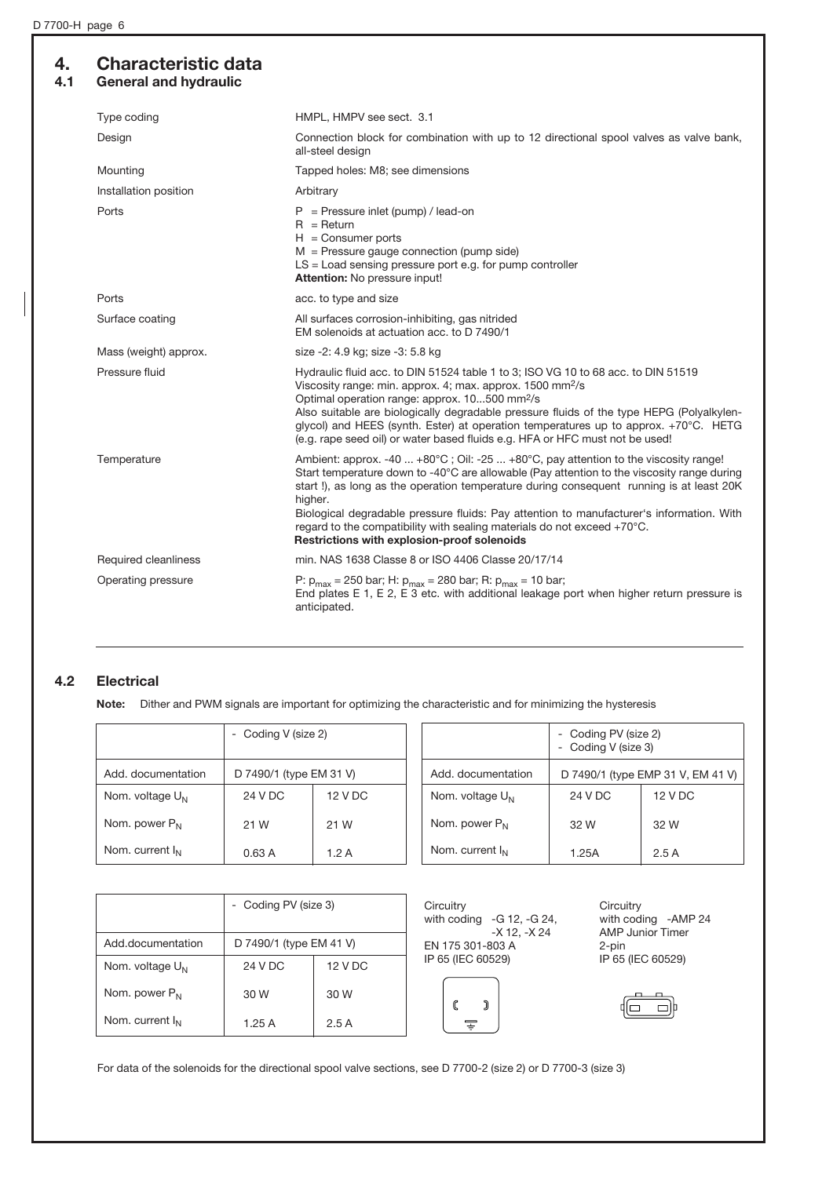# 4. Characteristic data

## 4.1 General and hydraulic

| | |
|---|---|
| Type coding | HMPL, HMPV see sect. 3.1 |
| Design | Connection block for combination with up to 12 directional spool valves as valve bank, all-steel design |
| Mounting | Tapped holes: M8; see dimensions |
| Installation position | Arbitrary |
| Ports | P = Pressure inlet (pump) / lead-on<br>R = Return<br>H = Consumer ports<br>M = Pressure gauge connection (pump side)<br>LS = Load sensing pressure port e.g. for pump controller<br>**Attention:** No pressure input! |
| Ports | acc. to type and size |
| Surface coating | All surfaces corrosion-inhibiting, gas nitrided<br>EM solenoids at actuation acc. to D 7490/1 |
| Mass (weight) approx. | size -2: 4.9 kg; size -3: 5.8 kg |
| Pressure fluid | Hydraulic fluid acc. to DIN 51524 table 1 to 3; ISO VG 10 to 68 acc. to DIN 51519<br>Viscosity range: min. approx. 4; max. approx. 1500 mm²/s<br>Optimal operation range: approx. 10...500 mm²/s<br>Also suitable are biologically degradable pressure fluids of the type HEPG (Polyalkylen-glycol) and HEES (synth. Ester) at operation temperatures up to approx. +70°C. HETG (e.g. rape seed oil) or water based fluids e.g. HFA or HFC must not be used! |
| Temperature | Ambient: approx. -40 ... +80°C ; Oil: -25 ... +80°C, pay attention to the viscosity range!<br>Start temperature down to -40°C are allowable (Pay attention to the viscosity range during start !), as long as the operation temperature during consequent running is at least 20K higher.<br>Biological degradable pressure fluids: Pay attention to manufacturer's information. With regard to the compatibility with sealing materials do not exceed +70°C.<br>**Restrictions with explosion-proof solenoids** |
| Required cleanliness | min. NAS 1638 Classe 8 or ISO 4406 Classe 20/17/14 |
| Operating pressure | P: $p_{max}$ = 250 bar; H: $p_{max}$ = 280 bar; R: $p_{max}$ = 10 bar;<br>End plates E 1, E 2, E 3 etc. with additional leakage port when higher return pressure is anticipated. |

## 4.2 Electrical

**Note:** Dither and PWM signals are important for optimizing the characteristic and for minimizing the hysteresis

| | - Coding V (size 2) | |
|---|---|---|
| Add. documentation | D 7490/1 (type EM 31 V) | |
| Nom. voltage $U_N$ | 24 V DC | 12 V DC |
| Nom. power $P_N$ | 21 W | 21 W |
| Nom. current $I_N$ | 0.63 A | 1.2 A |

| | - Coding PV (size 2)<br>- Coding V (size 3) | |
|---|---|---|
| Add. documentation | D 7490/1 (type EMP 31 V, EM 41 V) | |
| Nom. voltage $U_N$ | 24 V DC | 12 V DC |
| Nom. power $P_N$ | 32 W | 32 W |
| Nom. current $I_N$ | 1.25A | 2.5 A |

| | - Coding PV (size 3) | |
|---|---|---|
| Add.documentation | D 7490/1 (type EM 41 V) | |
| Nom. voltage $U_N$ | 24 V DC | 12 V DC |
| Nom. power $P_N$ | 30 W | 30 W |
| Nom. current $I_N$ | 1.25 A | 2.5 A |

Circuitry
with coding -G 12, -G 24, -X 12, -X 24
EN 175 301-803 A
IP 65 (IEC 60529)

Circuitry
with coding -AMP 24
AMP Junior Timer
2-pin
IP 65 (IEC 60529)

For data of the solenoids for the directional spool valve sections, see D 7700-2 (size 2) or D 7700-3 (size 3)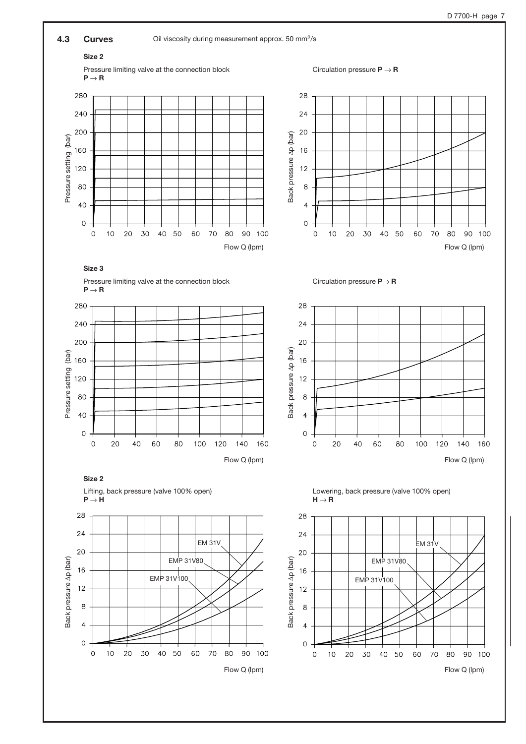## 4.3 Curves

Oil viscosity during measurement approx. 50 mm²/s

### Size 2

Pressure limiting valve at the connection block
**P → R**

Pressure setting (bar)

Flow Q (lpm)

Circulation pressure **P → R**

Back pressure Δp (bar)

Flow Q (lpm)

### Size 3

Pressure limiting valve at the connection block
**P → R**

Pressure setting (bar)

Flow Q (lpm)

Circulation pressure **P → R**

Back pressure Δp (bar)

Flow Q (lpm)

### Size 2

Lifting, back pressure (valve 100% open)
**P → H**

EM 31V

EMP 31V80

EMP 31V100

Back pressure Δp (bar)

Flow Q (lpm)

Lowering, back pressure (valve 100% open)
**H → R**

EM 31V

EMP 31V80

EMP 31V100

Back pressure Δp (bar)

Flow Q (lpm)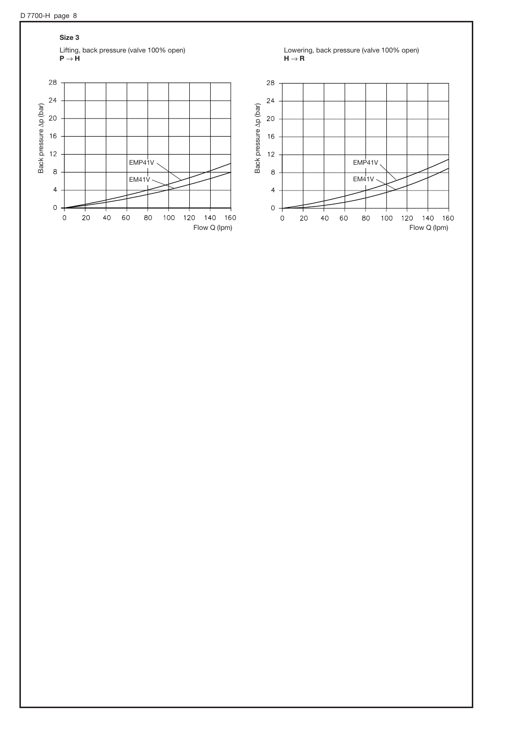**Size 3**

Lifting, back pressure (valve 100% open)
**P → H**

Back pressure Δp (bar)

28
24
20
16
12
8
4
0

EMP41V
EM41V

0 20 40 60 80 100 120 140 160
Flow Q (lpm)

Lowering, back pressure (valve 100% open)
**H → R**

Back pressure Δp (bar)

28
24
20
16
12
8
4
0

EMP41V
EM41V

0 20 40 60 80 100 120 140 160
Flow Q (lpm)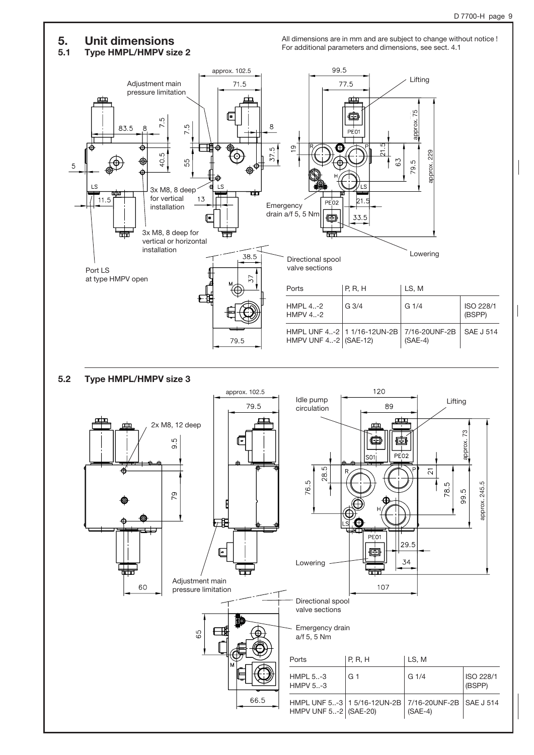# 5. Unit dimensions

## 5.1 Type HMPL/HMPV size 2

All dimensions are in mm and are subject to change without notice !
For additional parameters and dimensions, see sect. 4.1

Adjustment main pressure limitation

3x M8, 8 deep for vertical installation

3x M8, 8 deep for vertical or horizontal installation

Port LS at type HMPV open

Emergency drain a/f 5, 5 Nm

Directional spool valve sections

Lifting

Lowering

| Ports | P, R, H | LS, M | |
|---|---|---|---|
| HMPL 4..-2<br>HMPV 4..-2 | G 3/4 | G 1/4 | ISO 228/1 (BSPP) |
| HMPL UNF 4..-2<br>HMPV UNF 4..-2 | 1 1/16-12UN-2B (SAE-12) | 7/16-20UNF-2B (SAE-4) | SAE J 514 |

## 5.2 Type HMPL/HMPV size 3

2x M8, 12 deep

Adjustment main pressure limitation

Idle pump circulation

Lifting

Lowering

Directional spool valve sections

Emergency drain a/f 5, 5 Nm

| Ports | P, R, H | LS, M | |
|---|---|---|---|
| HMPL 5..-3<br>HMPV 5..-3 | G 1 | G 1/4 | ISO 228/1 (BSPP) |
| HMPL UNF 5..-3<br>HMPV UNF 5..-2 | 1 5/16-12UN-2B (SAE-20) | 7/16-20UNF-2B (SAE-4) | SAE J 514 |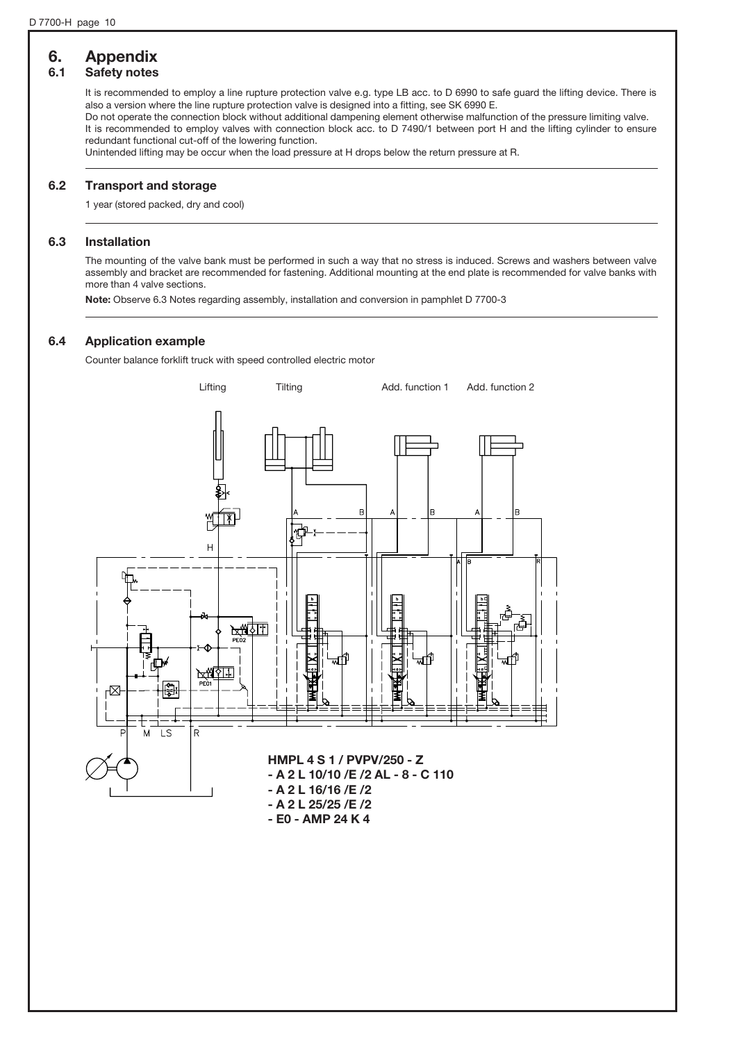# 6. Appendix

## 6.1 Safety notes

It is recommended to employ a line rupture protection valve e.g. type LB acc. to D 6990 to safe guard the lifting device. There is also a version where the line rupture protection valve is designed into a fitting, see SK 6990 E.
Do not operate the connection block without additional dampening element otherwise malfunction of the pressure limiting valve.
It is recommended to employ valves with connection block acc. to D 7490/1 between port H and the lifting cylinder to ensure redundant functional cut-off of the lowering function.
Unintended lifting may be occur when the load pressure at H drops below the return pressure at R.

## 6.2 Transport and storage

1 year (stored packed, dry and cool)

## 6.3 Installation

The mounting of the valve bank must be performed in such a way that no stress is induced. Screws and washers between valve assembly and bracket are recommended for fastening. Additional mounting at the end plate is recommended for valve banks with more than 4 valve sections.

**Note:** Observe 6.3 Notes regarding assembly, installation and conversion in pamphlet D 7700-3

## 6.4 Application example

Counter balance forklift truck with speed controlled electric motor

Lifting Tilting Add. function 1 Add. function 2

**HMPL 4 S 1 / PVPV/250 - Z**
**- A 2 L 10/10 /E /2 AL - 8 - C 110**
**- A 2 L 16/16 /E /2**
**- A 2 L 25/25 /E /2**
**- E0 - AMP 24 K 4**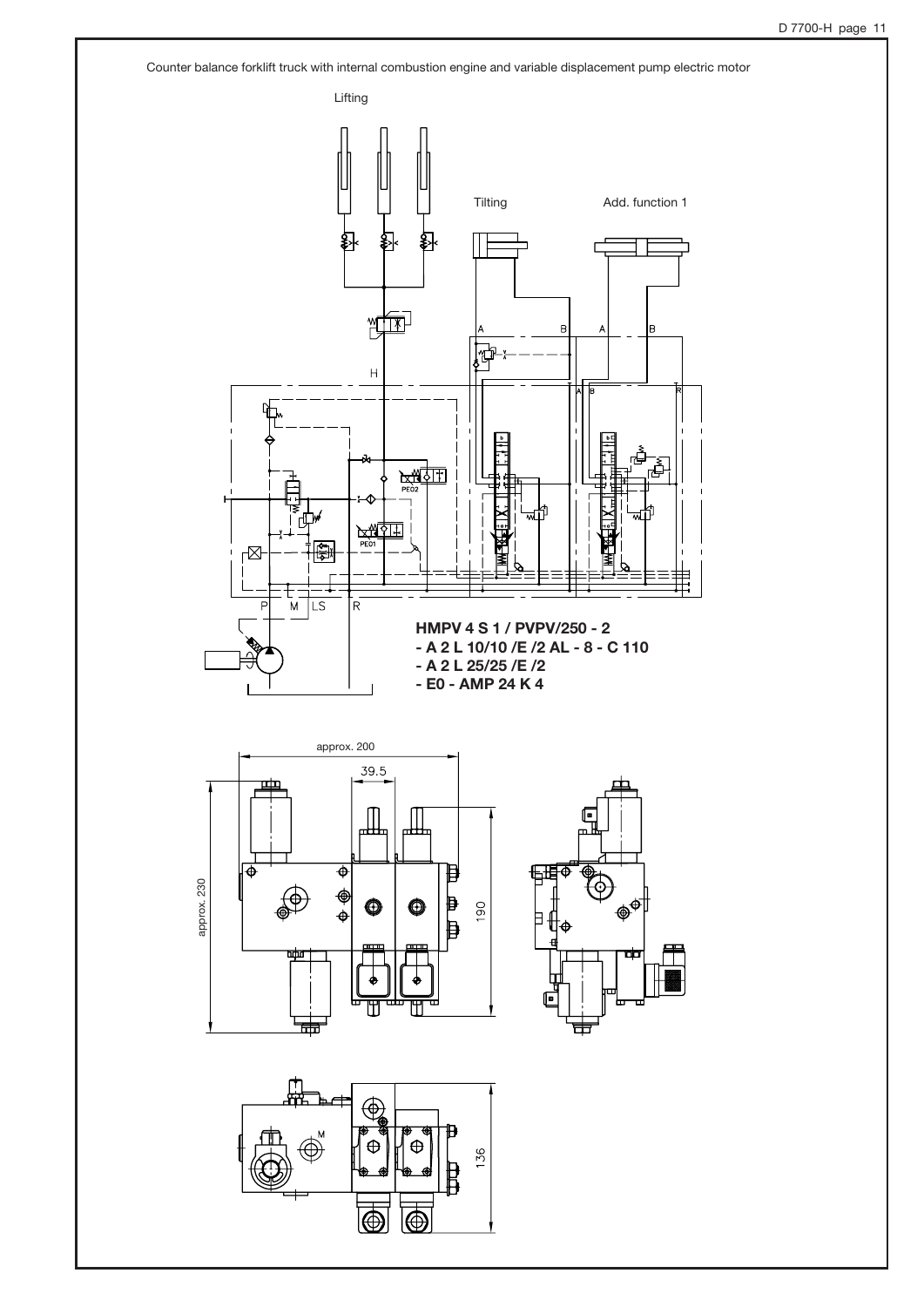Counter balance forklift truck with internal combustion engine and variable displacement pump electric motor

Lifting

Tilting

Add. function 1

H

A B A B

PE02

PE01

P M LS R

**HMPV 4 S 1 / PVPV/250 - 2**
**- A 2 L 10/10 /E /2 AL - 8 - C 110**
**- A 2 L 25/25 /E /2**
**- E0 - AMP 24 K 4**

approx. 200

39.5

approx. 230

190

M

136